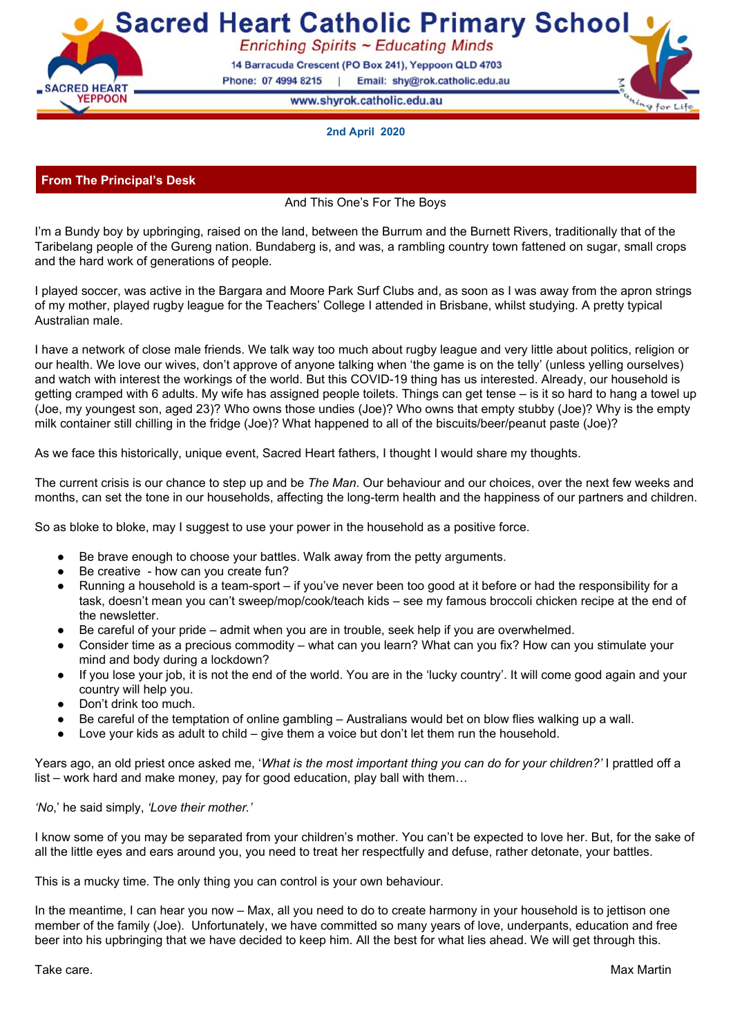# Sacred Heart Catholic Primary School

*Enriching Spirits ~ Educating Minds*

14 Barracuda Crescent (PO Box 241), Yeppoon QLD 4703

Phone: 07 4994 8215 | Email: shy@rok.catholic.edu.au

www.shyrok.catholic.edu.au

**2nd April 2020**

## From The Principal's Desk

And This One's For The Boys

I'm a Bundy boy by upbringing, raised on the land, between the Burrum and the Burnett Rivers, traditionally that of the Taribelang people of the Gureng nation. Bundaberg is, and was, a rambling country town fattened on sugar, small crops and the hard work of generations of people.

I played soccer, was active in the Bargara and Moore Park Surf Clubs and, as soon as I was away from the apron strings of my mother, played rugby league for the Teachers' College I attended in Brisbane, whilst studying. A pretty typical Australian male.

I have a network of close male friends. We talk way too much about rugby league and very little about politics, religion or our health. We love our wives, don't approve of anyone talking when 'the game is on the telly' (unless yelling ourselves) and watch with interest the workings of the world. But this COVID-19 thing has us interested. Already, our household is getting cramped with 6 adults. My wife has assigned people toilets. Things can get tense – is it so hard to hang a towel up (Joe, my youngest son, aged 23)? Who owns those undies (Joe)? Who owns that empty stubby (Joe)? Why is the empty milk container still chilling in the fridge (Joe)? What happened to all of the biscuits/beer/peanut paste (Joe)?

As we face this historically, unique event, Sacred Heart fathers, I thought I would share my thoughts.

The current crisis is our chance to step up and be *The Man*. Our behaviour and our choices, over the next few weeks and months, can set the tone in our households, affecting the long-term health and the happiness of our partners and children.

So as bloke to bloke, may I suggest to use your power in the household as a positive force.

- Be brave enough to choose your battles. Walk away from the petty arguments.
- Be creative - how can you create fun?
- Running a household is a team-sport – if you've never been too good at it before or had the responsibility for a task, doesn't mean you can't sweep/mop/cook/teach kids – see my famous broccoli chicken recipe at the end of the newsletter.
- Be careful of your pride – admit when you are in trouble, seek help if you are overwhelmed.
- Consider time as a precious commodity – what can you learn? What can you fix? How can you stimulate your mind and body during a lockdown?
- If you lose your job, it is not the end of the world. You are in the 'lucky country'. It will come good again and your country will help you.
- Don't drink too much.
- Be careful of the temptation of online gambling – Australians would bet on blow flies walking up a wall.
- Love your kids as adult to child – give them a voice but don't let them run the household.

Years ago, an old priest once asked me, '*What is the most important thing you can do for your children?'* I prattled off a list – work hard and make money, pay for good education, play ball with them…

*'No,'* he said simply, *'Love their mother.'*

I know some of you may be separated from your children's mother. You can't be expected to love her. But, for the sake of all the little eyes and ears around you, you need to treat her respectfully and defuse, rather detonate, your battles.

This is a mucky time. The only thing you can control is your own behaviour.

In the meantime, I can hear you now – Max, all you need to do to create harmony in your household is to jettison one member of the family (Joe). Unfortunately, we have committed so many years of love, underpants, education and free beer into his upbringing that we have decided to keep him. All the best for what lies ahead. We will get through this.

Take care.

Max Martin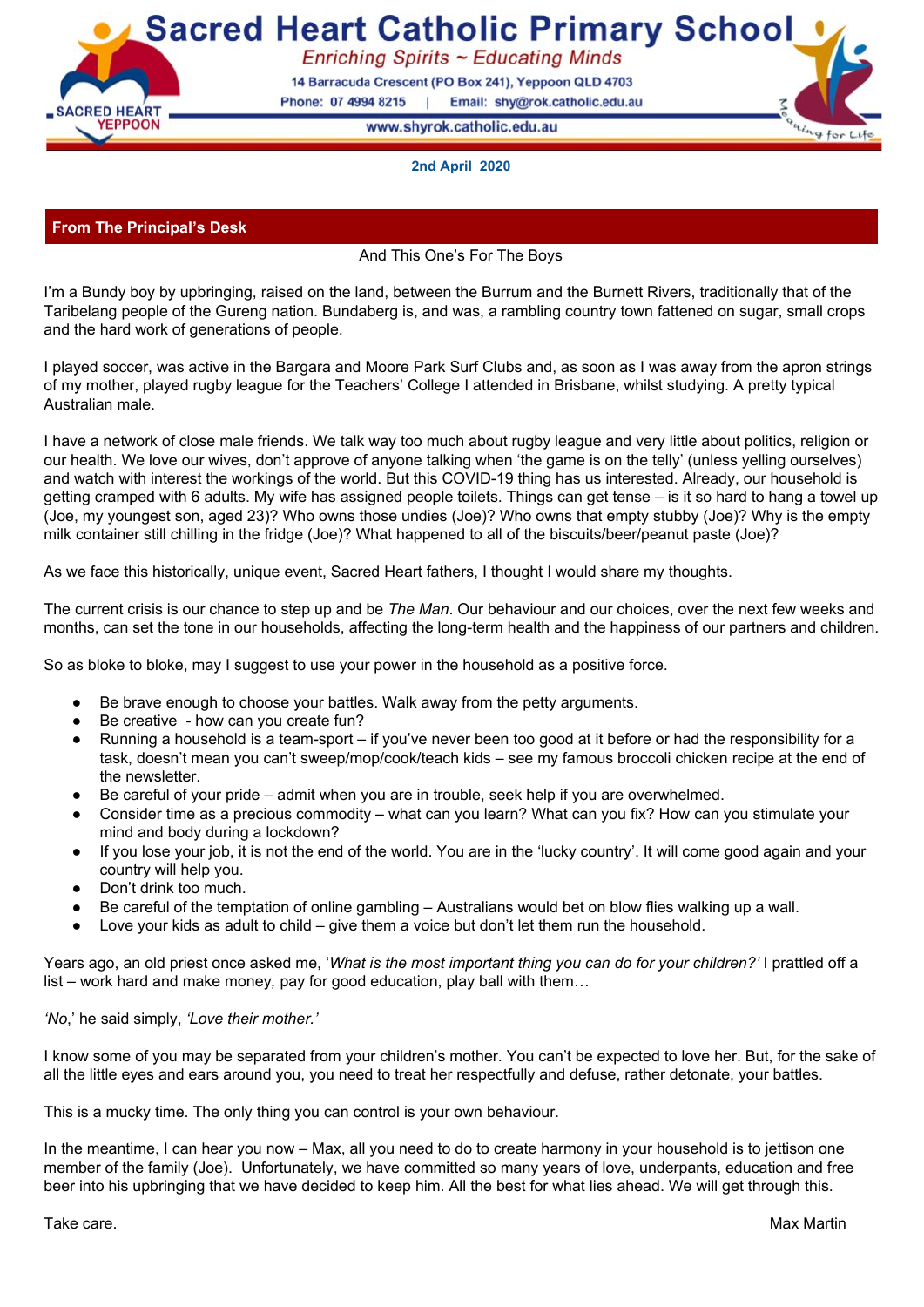# Sacred Heart Catholic Primary School

*Enriching Spirits ~ Educating Minds*

14 Barracuda Crescent (PO Box 241), Yeppoon QLD 4703

Phone: 07 4994 8215 | Email: shy@rok.catholic.edu.au

www.shyrok.catholic.edu.au

**2nd April 2020**

## From The Principal's Desk

And This One's For The Boys

I'm a Bundy boy by upbringing, raised on the land, between the Burrum and the Burnett Rivers, traditionally that of the Taribelang people of the Gureng nation. Bundaberg is, and was, a rambling country town fattened on sugar, small crops and the hard work of generations of people.

I played soccer, was active in the Bargara and Moore Park Surf Clubs and, as soon as I was away from the apron strings of my mother, played rugby league for the Teachers' College I attended in Brisbane, whilst studying. A pretty typical Australian male.

I have a network of close male friends. We talk way too much about rugby league and very little about politics, religion or our health. We love our wives, don't approve of anyone talking when 'the game is on the telly' (unless yelling ourselves) and watch with interest the workings of the world. But this COVID-19 thing has us interested. Already, our household is getting cramped with 6 adults. My wife has assigned people toilets. Things can get tense – is it so hard to hang a towel up (Joe, my youngest son, aged 23)? Who owns those undies (Joe)? Who owns that empty stubby (Joe)? Why is the empty milk container still chilling in the fridge (Joe)? What happened to all of the biscuits/beer/peanut paste (Joe)?

As we face this historically, unique event, Sacred Heart fathers, I thought I would share my thoughts.

The current crisis is our chance to step up and be *The Man*. Our behaviour and our choices, over the next few weeks and months, can set the tone in our households, affecting the long-term health and the happiness of our partners and children.

So as bloke to bloke, may I suggest to use your power in the household as a positive force.

- Be brave enough to choose your battles. Walk away from the petty arguments.
- Be creative - how can you create fun?
- Running a household is a team-sport – if you've never been too good at it before or had the responsibility for a task, doesn't mean you can't sweep/mop/cook/teach kids – see my famous broccoli chicken recipe at the end of the newsletter.
- Be careful of your pride – admit when you are in trouble, seek help if you are overwhelmed.
- Consider time as a precious commodity – what can you learn? What can you fix? How can you stimulate your mind and body during a lockdown?
- If you lose your job, it is not the end of the world. You are in the 'lucky country'. It will come good again and your country will help you.
- Don't drink too much.
- Be careful of the temptation of online gambling – Australians would bet on blow flies walking up a wall.
- Love your kids as adult to child – give them a voice but don't let them run the household.

Years ago, an old priest once asked me, '*What is the most important thing you can do for your children?'* I prattled off a list – work hard and make money, pay for good education, play ball with them…

*'No,'* he said simply, *'Love their mother.'*

I know some of you may be separated from your children's mother. You can't be expected to love her. But, for the sake of all the little eyes and ears around you, you need to treat her respectfully and defuse, rather detonate, your battles.

This is a mucky time. The only thing you can control is your own behaviour.

In the meantime, I can hear you now – Max, all you need to do to create harmony in your household is to jettison one member of the family (Joe). Unfortunately, we have committed so many years of love, underpants, education and free beer into his upbringing that we have decided to keep him. All the best for what lies ahead. We will get through this.

Take care.

Max Martin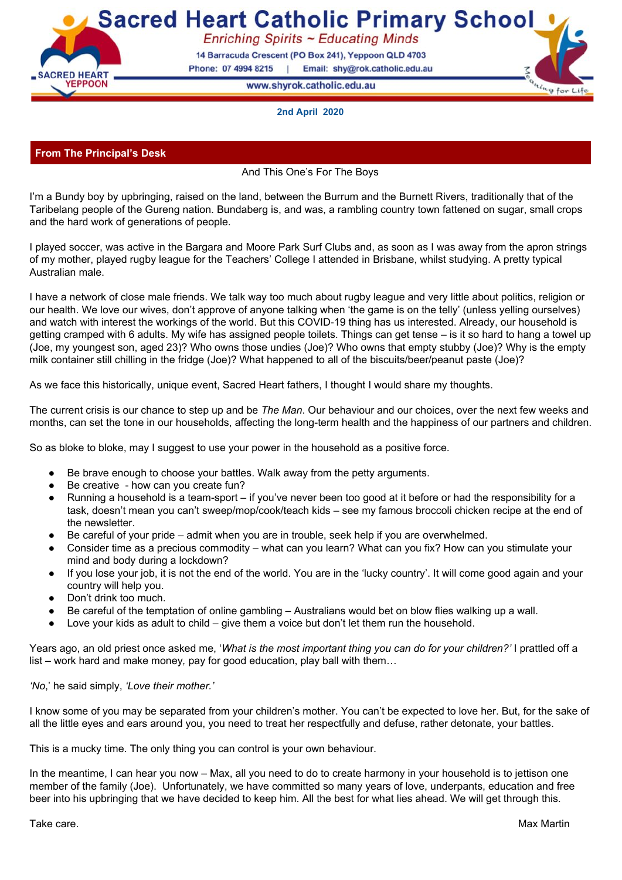# Sacred Heart Catholic Primary School

*Enriching Spirits ~ Educating Minds*

14 Barracuda Crescent (PO Box 241), Yeppoon QLD 4703

Phone: 07 4994 8215 | Email: shy@rok.catholic.edu.au

www.shyrok.catholic.edu.au

**2nd April 2020**

## From The Principal's Desk

And This One's For The Boys

I'm a Bundy boy by upbringing, raised on the land, between the Burrum and the Burnett Rivers, traditionally that of the Taribelang people of the Gureng nation. Bundaberg is, and was, a rambling country town fattened on sugar, small crops and the hard work of generations of people.

I played soccer, was active in the Bargara and Moore Park Surf Clubs and, as soon as I was away from the apron strings of my mother, played rugby league for the Teachers' College I attended in Brisbane, whilst studying. A pretty typical Australian male.

I have a network of close male friends. We talk way too much about rugby league and very little about politics, religion or our health. We love our wives, don't approve of anyone talking when 'the game is on the telly' (unless yelling ourselves) and watch with interest the workings of the world. But this COVID-19 thing has us interested. Already, our household is getting cramped with 6 adults. My wife has assigned people toilets. Things can get tense – is it so hard to hang a towel up (Joe, my youngest son, aged 23)? Who owns those undies (Joe)? Who owns that empty stubby (Joe)? Why is the empty milk container still chilling in the fridge (Joe)? What happened to all of the biscuits/beer/peanut paste (Joe)?

As we face this historically, unique event, Sacred Heart fathers, I thought I would share my thoughts.

The current crisis is our chance to step up and be *The Man*. Our behaviour and our choices, over the next few weeks and months, can set the tone in our households, affecting the long-term health and the happiness of our partners and children.

So as bloke to bloke, may I suggest to use your power in the household as a positive force.

- Be brave enough to choose your battles. Walk away from the petty arguments.
- Be creative - how can you create fun?
- Running a household is a team-sport – if you've never been too good at it before or had the responsibility for a task, doesn't mean you can't sweep/mop/cook/teach kids – see my famous broccoli chicken recipe at the end of the newsletter.
- Be careful of your pride – admit when you are in trouble, seek help if you are overwhelmed.
- Consider time as a precious commodity – what can you learn? What can you fix? How can you stimulate your mind and body during a lockdown?
- If you lose your job, it is not the end of the world. You are in the 'lucky country'. It will come good again and your country will help you.
- Don't drink too much.
- Be careful of the temptation of online gambling – Australians would bet on blow flies walking up a wall.
- Love your kids as adult to child – give them a voice but don't let them run the household.

Years ago, an old priest once asked me, '*What is the most important thing you can do for your children?'* I prattled off a list – work hard and make money, pay for good education, play ball with them…

*'No,'* he said simply, *'Love their mother.'*

I know some of you may be separated from your children's mother. You can't be expected to love her. But, for the sake of all the little eyes and ears around you, you need to treat her respectfully and defuse, rather detonate, your battles.

This is a mucky time. The only thing you can control is your own behaviour.

In the meantime, I can hear you now – Max, all you need to do to create harmony in your household is to jettison one member of the family (Joe). Unfortunately, we have committed so many years of love, underpants, education and free beer into his upbringing that we have decided to keep him. All the best for what lies ahead. We will get through this.

Take care.

Max Martin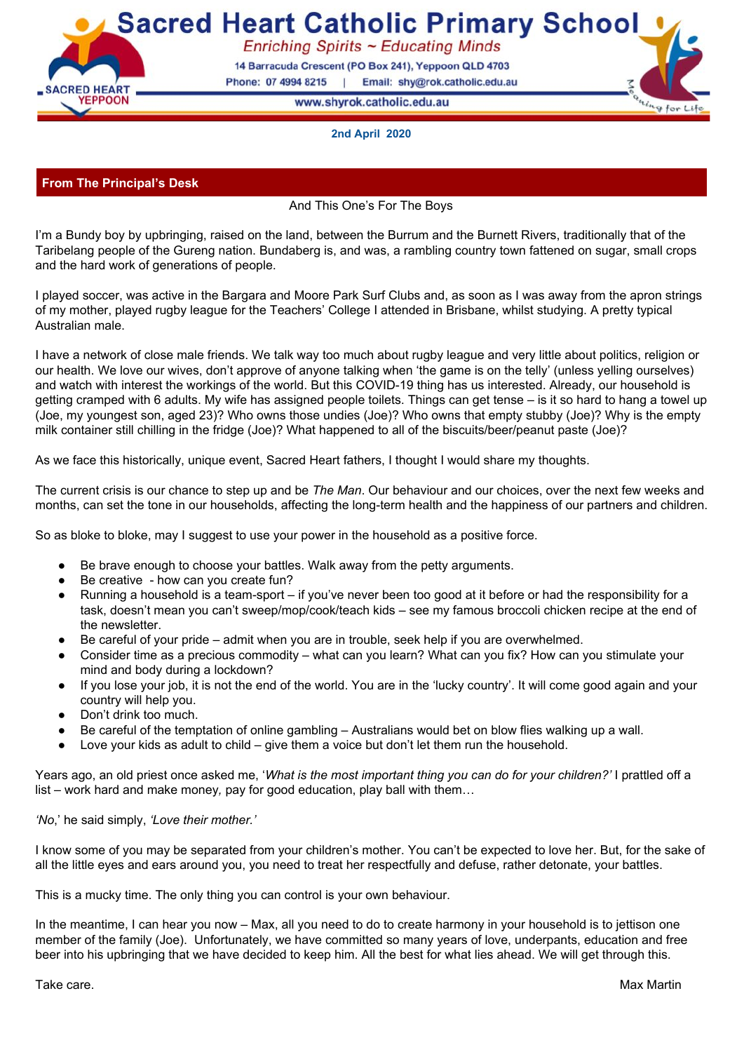# Sacred Heart Catholic Primary School

*Enriching Spirits ~ Educating Minds*

14 Barracuda Crescent (PO Box 241), Yeppoon QLD 4703

Phone: 07 4994 8215 | Email: shy@rok.catholic.edu.au

www.shyrok.catholic.edu.au

**2nd April 2020**

## From The Principal's Desk

And This One's For The Boys

I'm a Bundy boy by upbringing, raised on the land, between the Burrum and the Burnett Rivers, traditionally that of the Taribelang people of the Gureng nation. Bundaberg is, and was, a rambling country town fattened on sugar, small crops and the hard work of generations of people.

I played soccer, was active in the Bargara and Moore Park Surf Clubs and, as soon as I was away from the apron strings of my mother, played rugby league for the Teachers' College I attended in Brisbane, whilst studying. A pretty typical Australian male.

I have a network of close male friends. We talk way too much about rugby league and very little about politics, religion or our health. We love our wives, don't approve of anyone talking when 'the game is on the telly' (unless yelling ourselves) and watch with interest the workings of the world. But this COVID-19 thing has us interested. Already, our household is getting cramped with 6 adults. My wife has assigned people toilets. Things can get tense – is it so hard to hang a towel up (Joe, my youngest son, aged 23)? Who owns those undies (Joe)? Who owns that empty stubby (Joe)? Why is the empty milk container still chilling in the fridge (Joe)? What happened to all of the biscuits/beer/peanut paste (Joe)?

As we face this historically, unique event, Sacred Heart fathers, I thought I would share my thoughts.

The current crisis is our chance to step up and be *The Man*. Our behaviour and our choices, over the next few weeks and months, can set the tone in our households, affecting the long-term health and the happiness of our partners and children.

So as bloke to bloke, may I suggest to use your power in the household as a positive force.

- Be brave enough to choose your battles. Walk away from the petty arguments.
- Be creative - how can you create fun?
- Running a household is a team-sport – if you've never been too good at it before or had the responsibility for a task, doesn't mean you can't sweep/mop/cook/teach kids – see my famous broccoli chicken recipe at the end of the newsletter.
- Be careful of your pride – admit when you are in trouble, seek help if you are overwhelmed.
- Consider time as a precious commodity – what can you learn? What can you fix? How can you stimulate your mind and body during a lockdown?
- If you lose your job, it is not the end of the world. You are in the 'lucky country'. It will come good again and your country will help you.
- Don't drink too much.
- Be careful of the temptation of online gambling – Australians would bet on blow flies walking up a wall.
- Love your kids as adult to child – give them a voice but don't let them run the household.

Years ago, an old priest once asked me, '*What is the most important thing you can do for your children?'* I prattled off a list – work hard and make money*,* pay for good education, play ball with them…

*'No,*' he said simply, *'Love their mother.'*

I know some of you may be separated from your children's mother. You can't be expected to love her. But, for the sake of all the little eyes and ears around you, you need to treat her respectfully and defuse, rather detonate, your battles.

This is a mucky time. The only thing you can control is your own behaviour.

In the meantime, I can hear you now – Max, all you need to do to create harmony in your household is to jettison one member of the family (Joe). Unfortunately, we have committed so many years of love, underpants, education and free beer into his upbringing that we have decided to keep him. All the best for what lies ahead. We will get through this.

Take care.

Max Martin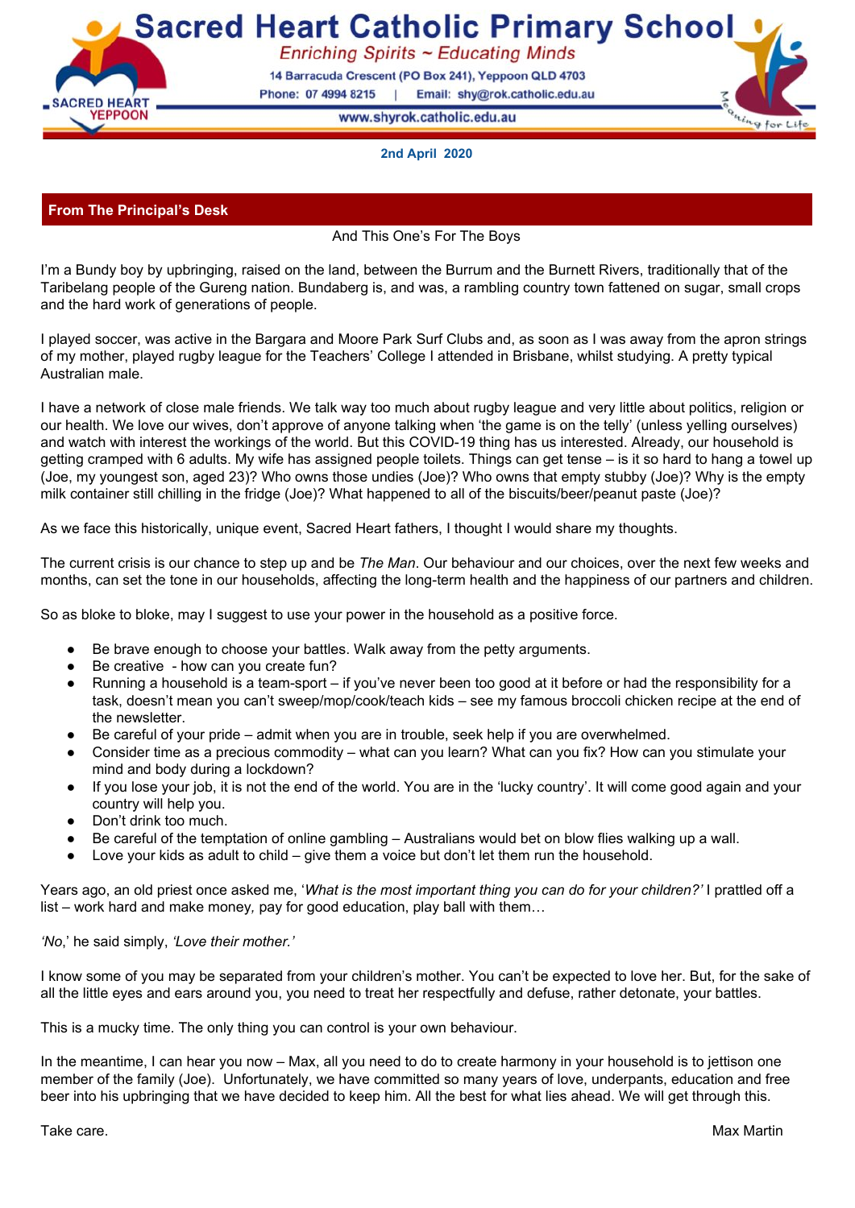# Sacred Heart Catholic Primary School

*Enriching Spirits ~ Educating Minds*

14 Barracuda Crescent (PO Box 241), Yeppoon QLD 4703

Phone: 07 4994 8215 | Email: shy@rok.catholic.edu.au

www.shyrok.catholic.edu.au

**2nd April 2020**

## From The Principal's Desk

And This One's For The Boys

I'm a Bundy boy by upbringing, raised on the land, between the Burrum and the Burnett Rivers, traditionally that of the Taribelang people of the Gureng nation. Bundaberg is, and was, a rambling country town fattened on sugar, small crops and the hard work of generations of people.

I played soccer, was active in the Bargara and Moore Park Surf Clubs and, as soon as I was away from the apron strings of my mother, played rugby league for the Teachers' College I attended in Brisbane, whilst studying. A pretty typical Australian male.

I have a network of close male friends. We talk way too much about rugby league and very little about politics, religion or our health. We love our wives, don't approve of anyone talking when 'the game is on the telly' (unless yelling ourselves) and watch with interest the workings of the world. But this COVID-19 thing has us interested. Already, our household is getting cramped with 6 adults. My wife has assigned people toilets. Things can get tense – is it so hard to hang a towel up (Joe, my youngest son, aged 23)? Who owns those undies (Joe)? Who owns that empty stubby (Joe)? Why is the empty milk container still chilling in the fridge (Joe)? What happened to all of the biscuits/beer/peanut paste (Joe)?

As we face this historically, unique event, Sacred Heart fathers, I thought I would share my thoughts.

The current crisis is our chance to step up and be *The Man*. Our behaviour and our choices, over the next few weeks and months, can set the tone in our households, affecting the long-term health and the happiness of our partners and children.

So as bloke to bloke, may I suggest to use your power in the household as a positive force.

- Be brave enough to choose your battles. Walk away from the petty arguments.
- Be creative - how can you create fun?
- Running a household is a team-sport – if you've never been too good at it before or had the responsibility for a task, doesn't mean you can't sweep/mop/cook/teach kids – see my famous broccoli chicken recipe at the end of the newsletter.
- Be careful of your pride – admit when you are in trouble, seek help if you are overwhelmed.
- Consider time as a precious commodity – what can you learn? What can you fix? How can you stimulate your mind and body during a lockdown?
- If you lose your job, it is not the end of the world. You are in the 'lucky country'. It will come good again and your country will help you.
- Don't drink too much.
- Be careful of the temptation of online gambling – Australians would bet on blow flies walking up a wall.
- Love your kids as adult to child – give them a voice but don't let them run the household.

Years ago, an old priest once asked me, '*What is the most important thing you can do for your children?'* I prattled off a list – work hard and make money, pay for good education, play ball with them…

*'No,'* he said simply, *'Love their mother.'*

I know some of you may be separated from your children's mother. You can't be expected to love her. But, for the sake of all the little eyes and ears around you, you need to treat her respectfully and defuse, rather detonate, your battles.

This is a mucky time. The only thing you can control is your own behaviour.

In the meantime, I can hear you now – Max, all you need to do to create harmony in your household is to jettison one member of the family (Joe). Unfortunately, we have committed so many years of love, underpants, education and free beer into his upbringing that we have decided to keep him. All the best for what lies ahead. We will get through this.

Take care.

Max Martin